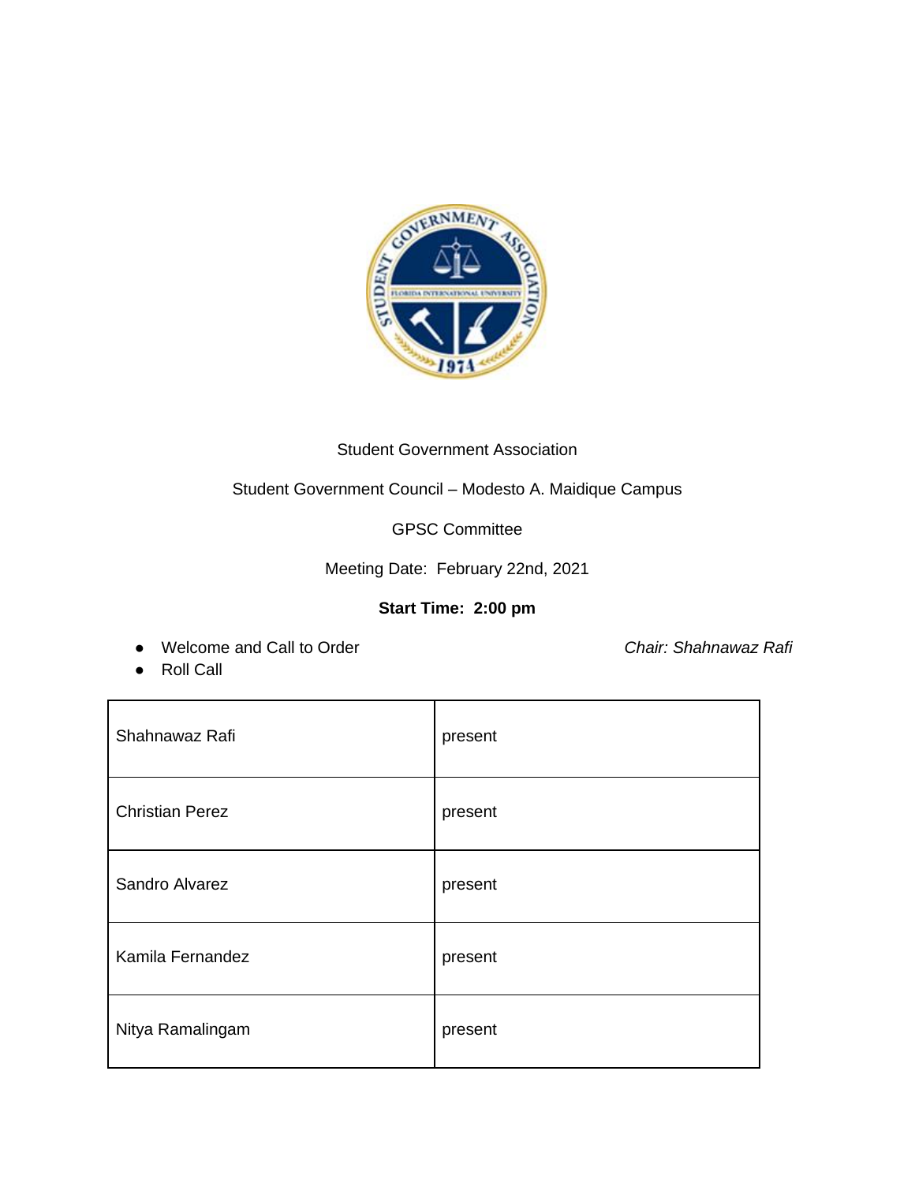Student Government Association

Student Government Council – Modesto A. Maidique Campus

GPSC Committee

Meeting Date: February 22nd, 2021

**Start Time: 2:00 pm**

- Welcome and Call to Order *Chair: Shahnawaz Rafi*
- Roll Call

| | |
|---|---|
| Shahnawaz Rafi | present |
| Christian Perez | present |
| Sandro Alvarez | present |
| Kamila Fernandez | present |
| Nitya Ramalingam | present |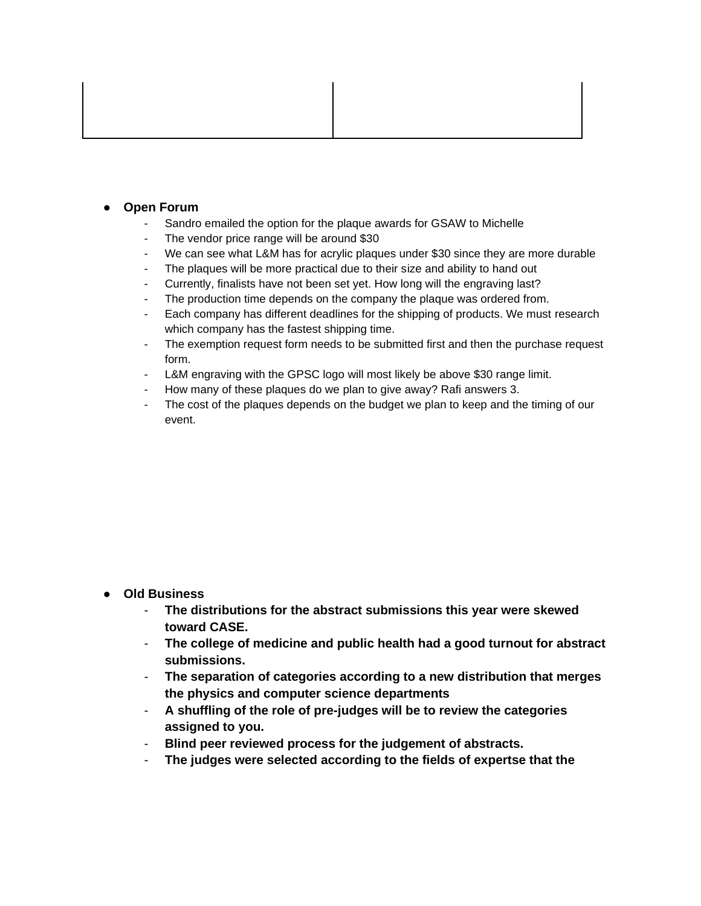| | |
|---|---|
| | |

- **Open Forum**
  - Sandro emailed the option for the plaque awards for GSAW to Michelle
  - The vendor price range will be around $30
  - We can see what L&M has for acrylic plaques under $30 since they are more durable
  - The plaques will be more practical due to their size and ability to hand out
  - Currently, finalists have not been set yet. How long will the engraving last?
  - The production time depends on the company the plaque was ordered from.
  - Each company has different deadlines for the shipping of products. We must research which company has the fastest shipping time.
  - The exemption request form needs to be submitted first and then the purchase request form.
  - L&M engraving with the GPSC logo will most likely be above $30 range limit.
  - How many of these plaques do we plan to give away? Rafi answers 3.
  - The cost of the plaques depends on the budget we plan to keep and the timing of our event.

- **Old Business**
  - **The distributions for the abstract submissions this year were skewed toward CASE.**
  - **The college of medicine and public health had a good turnout for abstract submissions.**
  - **The separation of categories according to a new distribution that merges the physics and computer science departments**
  - **A shuffling of the role of pre-judges will be to review the categories assigned to you.**
  - **Blind peer reviewed process for the judgement of abstracts.**
  - **The judges were selected according to the fields of expertse that the**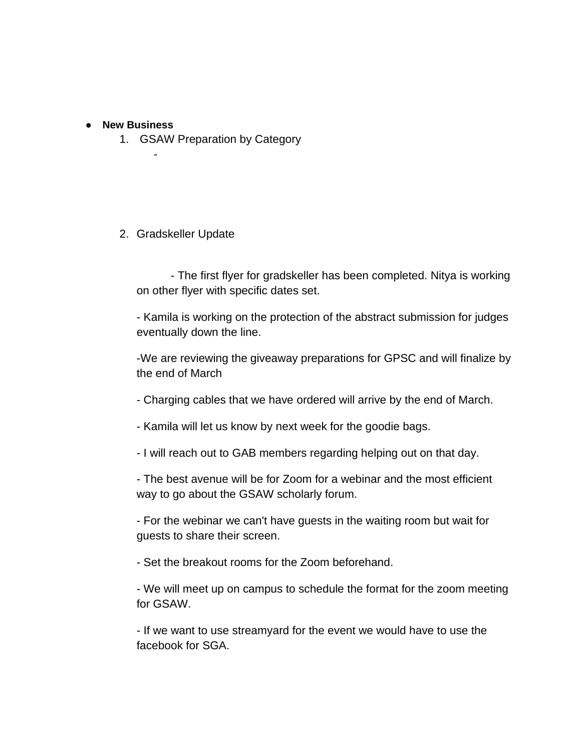- **New Business**
  1. GSAW Preparation by Category
     -

  2. Gradskeller Update

     - The first flyer for gradskeller has been completed. Nitya is working on other flyer with specific dates set.

     - Kamila is working on the protection of the abstract submission for judges eventually down the line.

     -We are reviewing the giveaway preparations for GPSC and will finalize by the end of March

     - Charging cables that we have ordered will arrive by the end of March.

     - Kamila will let us know by next week for the goodie bags.

     - I will reach out to GAB members regarding helping out on that day.

     - The best avenue will be for Zoom for a webinar and the most efficient way to go about the GSAW scholarly forum.

     - For the webinar we can't have guests in the waiting room but wait for guests to share their screen.

     - Set the breakout rooms for the Zoom beforehand.

     - We will meet up on campus to schedule the format for the zoom meeting for GSAW.

     - If we want to use streamyard for the event we would have to use the facebook for SGA.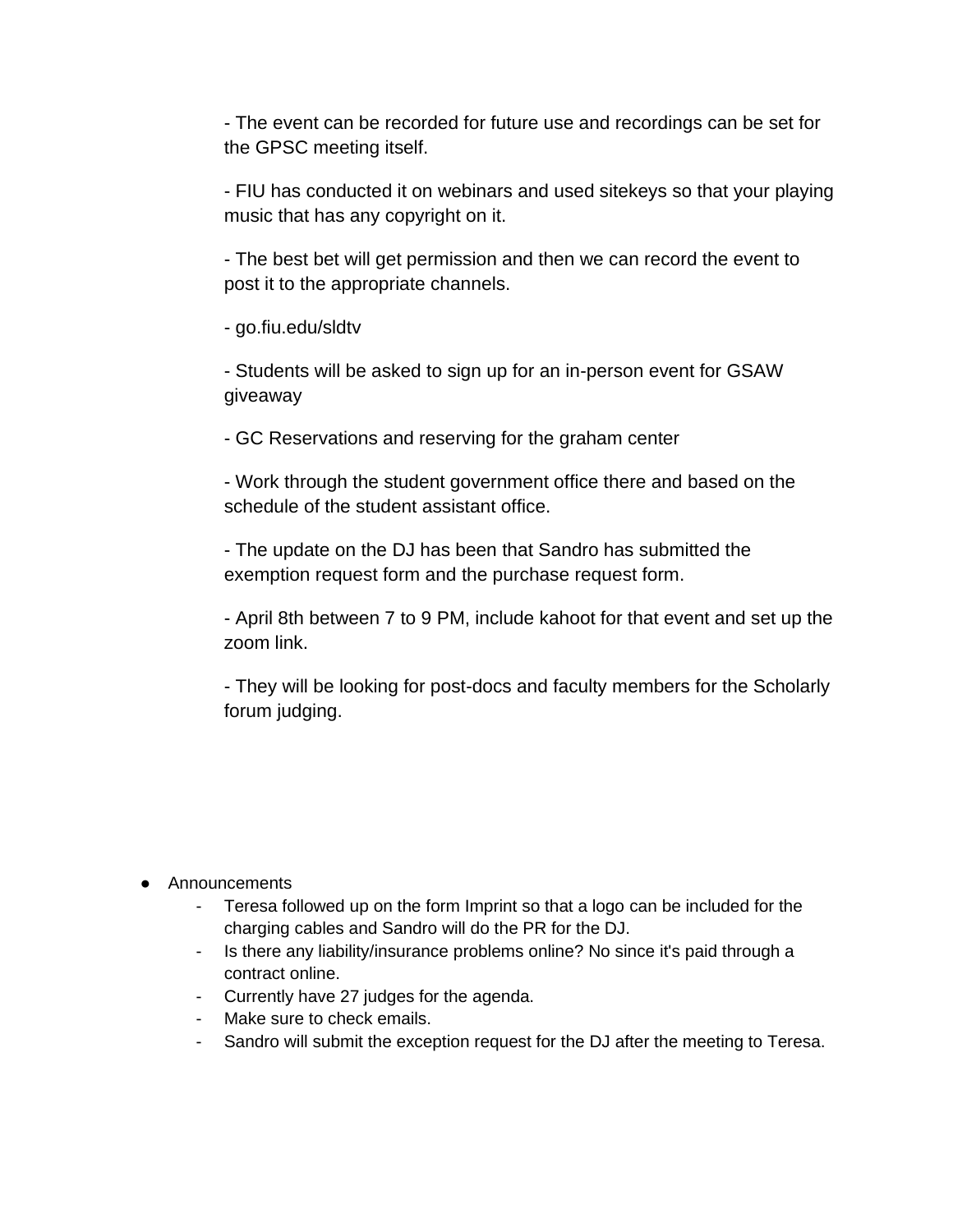- The event can be recorded for future use and recordings can be set for the GPSC meeting itself.

- FIU has conducted it on webinars and used sitekeys so that your playing music that has any copyright on it.

- The best bet will get permission and then we can record the event to post it to the appropriate channels.

- go.fiu.edu/sldtv

- Students will be asked to sign up for an in-person event for GSAW giveaway

- GC Reservations and reserving for the graham center

- Work through the student government office there and based on the schedule of the student assistant office.

- The update on the DJ has been that Sandro has submitted the exemption request form and the purchase request form.

- April 8th between 7 to 9 PM, include kahoot for that event and set up the zoom link.

- They will be looking for post-docs and faculty members for the Scholarly forum judging.

- Announcements
    - Teresa followed up on the form Imprint so that a logo can be included for the charging cables and Sandro will do the PR for the DJ.
    - Is there any liability/insurance problems online? No since it's paid through a contract online.
    - Currently have 27 judges for the agenda.
    - Make sure to check emails.
    - Sandro will submit the exception request for the DJ after the meeting to Teresa.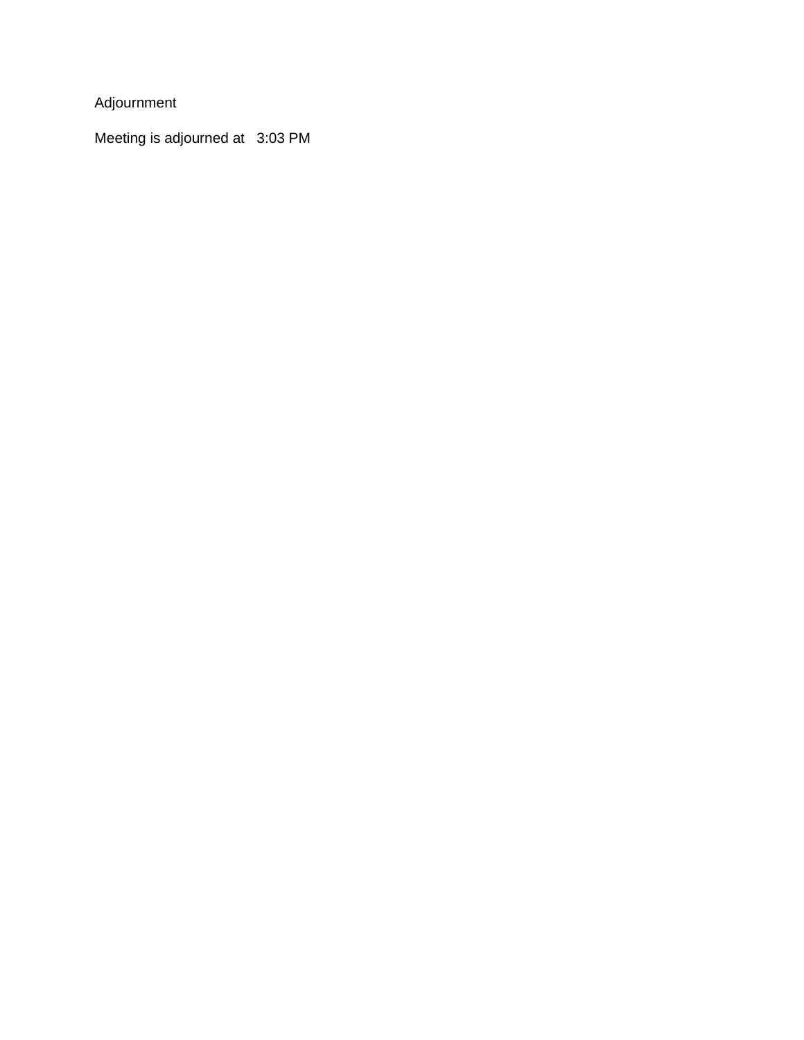Adjournment

Meeting is adjourned at   3:03 PM